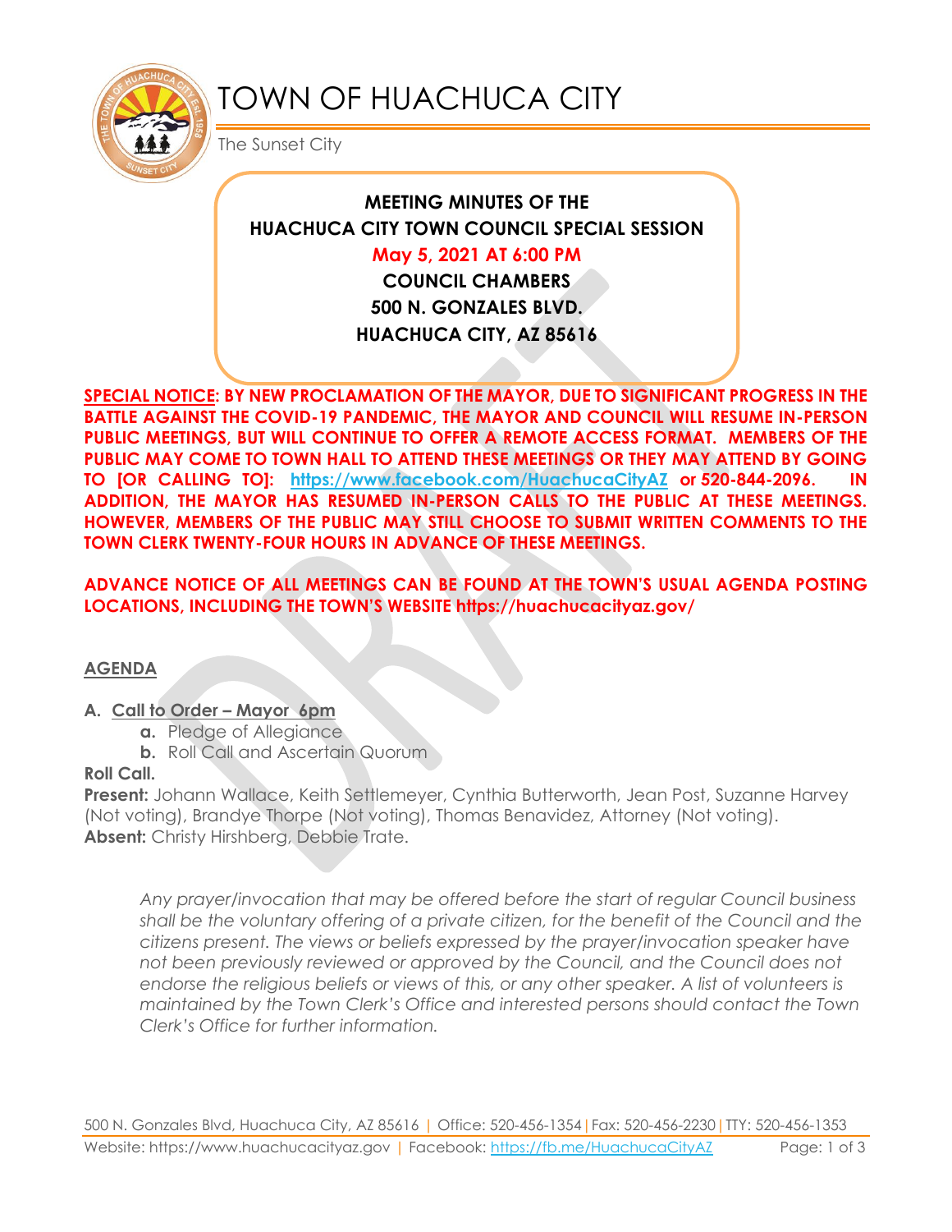# TOWN OF HUACHUCA CITY

The Sunset City

**MEETING MINUTES OF THE**
**HUACHUCA CITY TOWN COUNCIL SPECIAL SESSION**
**May 5, 2021 AT 6:00 PM**
**COUNCIL CHAMBERS**
**500 N. GONZALES BLVD.**
**HUACHUCA CITY, AZ 85616**

**SPECIAL NOTICE: BY NEW PROCLAMATION OF THE MAYOR, DUE TO SIGNIFICANT PROGRESS IN THE BATTLE AGAINST THE COVID-19 PANDEMIC, THE MAYOR AND COUNCIL WILL RESUME IN-PERSON PUBLIC MEETINGS, BUT WILL CONTINUE TO OFFER A REMOTE ACCESS FORMAT. MEMBERS OF THE PUBLIC MAY COME TO TOWN HALL TO ATTEND THESE MEETINGS OR THEY MAY ATTEND BY GOING TO [OR CALLING TO]: https://www.facebook.com/HuachucaCityAZ or 520-844-2096. IN ADDITION, THE MAYOR HAS RESUMED IN-PERSON CALLS TO THE PUBLIC AT THESE MEETINGS. HOWEVER, MEMBERS OF THE PUBLIC MAY STILL CHOOSE TO SUBMIT WRITTEN COMMENTS TO THE TOWN CLERK TWENTY-FOUR HOURS IN ADVANCE OF THESE MEETINGS.**

**ADVANCE NOTICE OF ALL MEETINGS CAN BE FOUND AT THE TOWN'S USUAL AGENDA POSTING LOCATIONS, INCLUDING THE TOWN'S WEBSITE https://huachucacityaz.gov/**

## AGENDA

**A. Call to Order – Mayor 6pm**
- **a.** Pledge of Allegiance
- **b.** Roll Call and Ascertain Quorum

**Roll Call.**

**Present:** Johann Wallace, Keith Settlemeyer, Cynthia Butterworth, Jean Post, Suzanne Harvey (Not voting), Brandye Thorpe (Not voting), Thomas Benavidez, Attorney (Not voting).

**Absent:** Christy Hirshberg, Debbie Trate.

*Any prayer/invocation that may be offered before the start of regular Council business shall be the voluntary offering of a private citizen, for the benefit of the Council and the citizens present. The views or beliefs expressed by the prayer/invocation speaker have not been previously reviewed or approved by the Council, and the Council does not endorse the religious beliefs or views of this, or any other speaker. A list of volunteers is maintained by the Town Clerk's Office and interested persons should contact the Town Clerk's Office for further information.*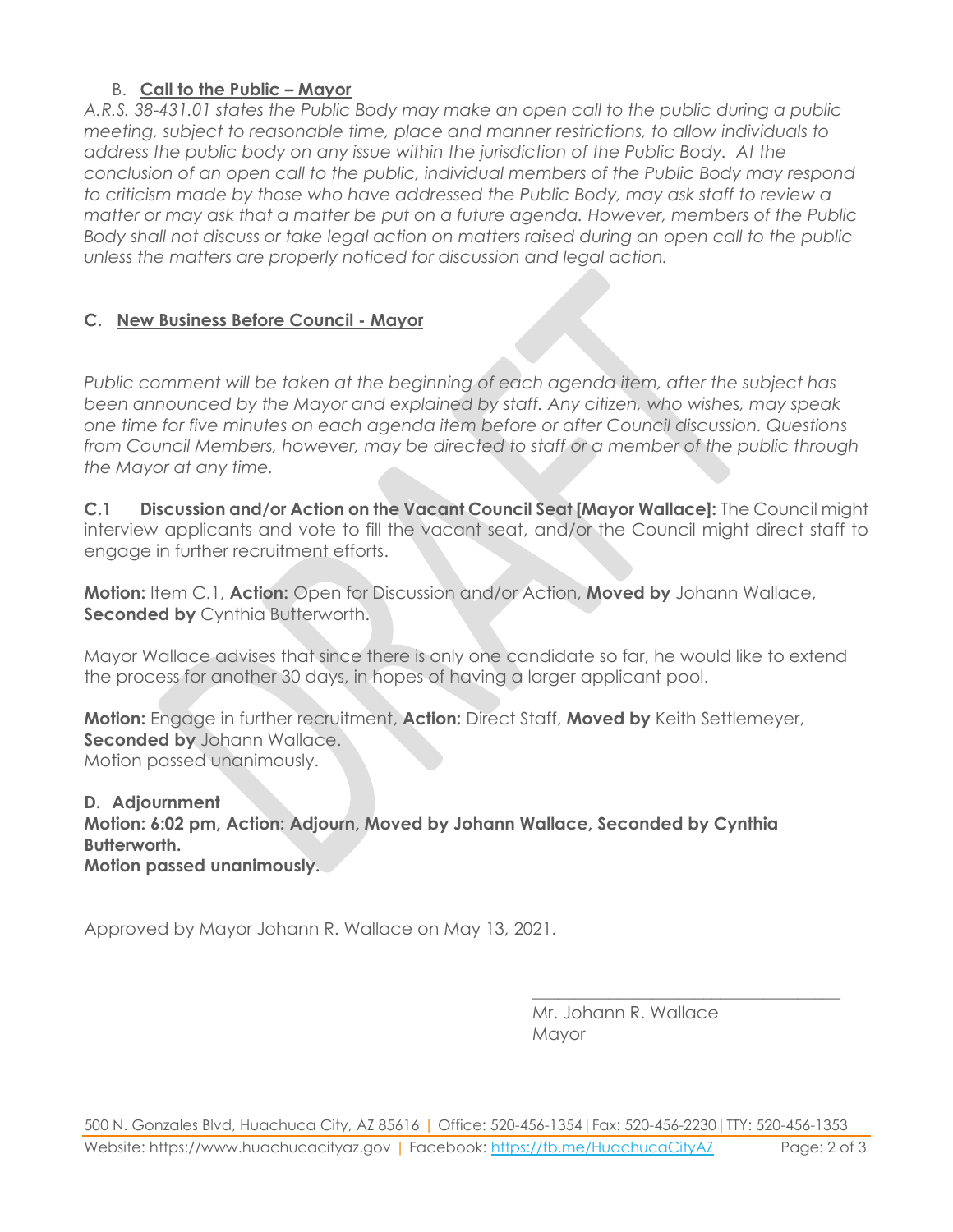### B. Call to the Public – Mayor

*A.R.S. 38-431.01 states the Public Body may make an open call to the public during a public meeting, subject to reasonable time, place and manner restrictions, to allow individuals to address the public body on any issue within the jurisdiction of the Public Body. At the conclusion of an open call to the public, individual members of the Public Body may respond to criticism made by those who have addressed the Public Body, may ask staff to review a matter or may ask that a matter be put on a future agenda. However, members of the Public Body shall not discuss or take legal action on matters raised during an open call to the public unless the matters are properly noticed for discussion and legal action.*

### C. New Business Before Council - Mayor

*Public comment will be taken at the beginning of each agenda item, after the subject has been announced by the Mayor and explained by staff. Any citizen, who wishes, may speak one time for five minutes on each agenda item before or after Council discussion. Questions from Council Members, however, may be directed to staff or a member of the public through the Mayor at any time.*

**C.1 Discussion and/or Action on the Vacant Council Seat [Mayor Wallace]:** The Council might interview applicants and vote to fill the vacant seat, and/or the Council might direct staff to engage in further recruitment efforts.

**Motion:** Item C.1, **Action:** Open for Discussion and/or Action, **Moved by** Johann Wallace, **Seconded by** Cynthia Butterworth.

Mayor Wallace advises that since there is only one candidate so far, he would like to extend the process for another 30 days, in hopes of having a larger applicant pool.

**Motion:** Engage in further recruitment, **Action:** Direct Staff, **Moved by** Keith Settlemeyer, **Seconded by** Johann Wallace.
Motion passed unanimously.

### D. Adjournment

**Motion: 6:02 pm, Action: Adjourn, Moved by Johann Wallace, Seconded by Cynthia Butterworth.**
**Motion passed unanimously.**

Approved by Mayor Johann R. Wallace on May 13, 2021.

\_\_\_\_\_\_\_\_\_\_\_\_\_\_\_\_\_\_\_\_\_\_\_\_\_\_\_\_\_\_\_\_\_\_

Mr. Johann R. Wallace
Mayor

500 N. Gonzales Blvd, Huachuca City, AZ 85616 | Office: 520-456-1354 | Fax: 520-456-2230 | TTY: 520-456-1353
Website: https://www.huachucacityaz.gov | Facebook: https://fb.me/HuachucaCityAZ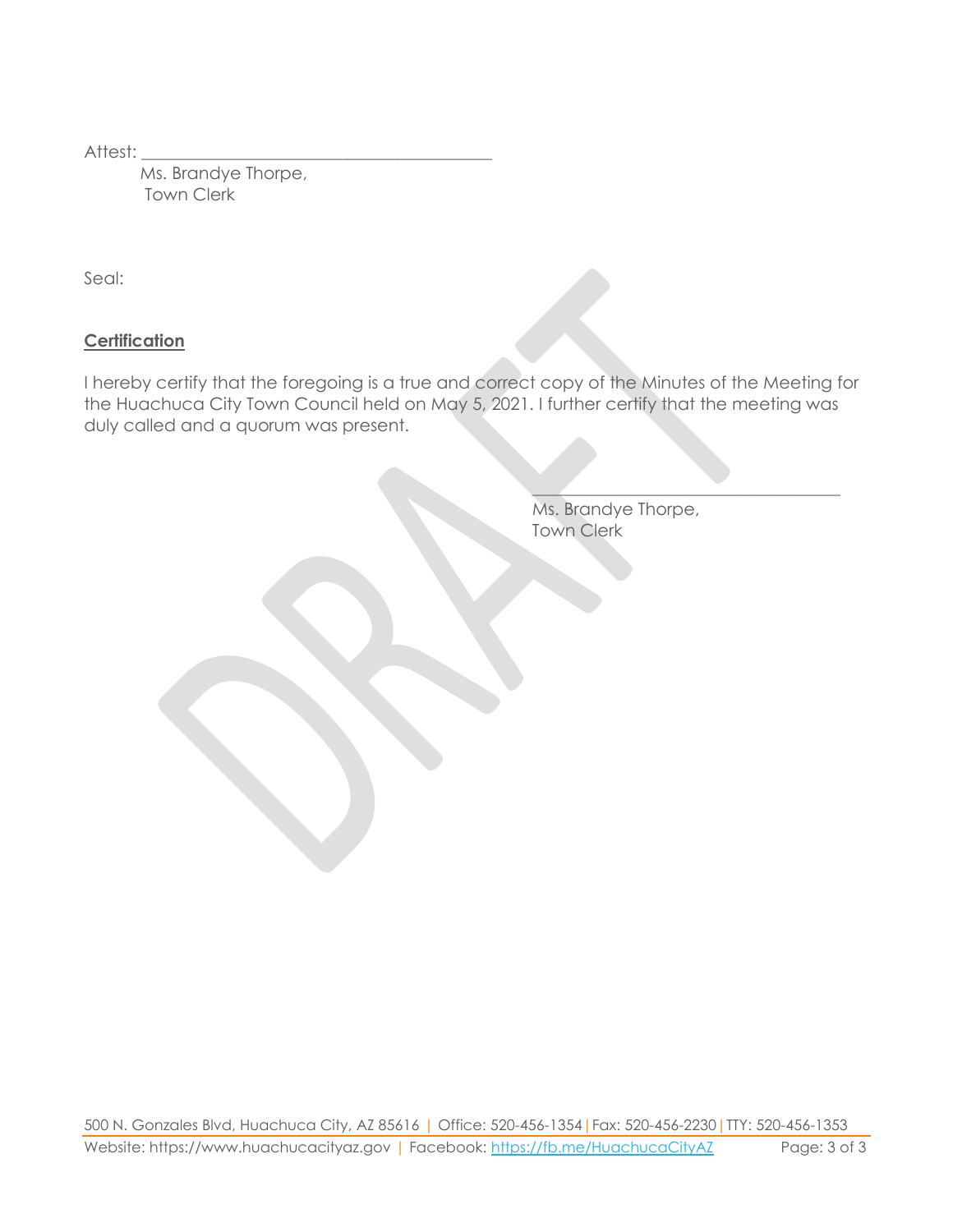Attest: \_\_\_\_\_\_\_\_\_\_\_\_\_\_\_\_\_\_\_\_\_\_\_\_\_\_\_\_\_\_\_\_\_\_\_\_\_\_\_\_

Ms. Brandye Thorpe,
Town Clerk

Seal:

**Certification**

I hereby certify that the foregoing is a true and correct copy of the Minutes of the Meeting for the Huachuca City Town Council held on May 5, 2021. I further certify that the meeting was duly called and a quorum was present.

\_\_\_\_\_\_\_\_\_\_\_\_\_\_\_\_\_\_\_\_\_\_\_\_\_\_\_\_\_\_\_\_\_\_\_\_

Ms. Brandye Thorpe,
Town Clerk

DRAFT

500 N. Gonzales Blvd, Huachuca City, AZ 85616 | Office: 520-456-1354 | Fax: 520-456-2230 | TTY: 520-456-1353
Website: https://www.huachucacityaz.gov | Facebook: https://fb.me/HuachucaCityAZ